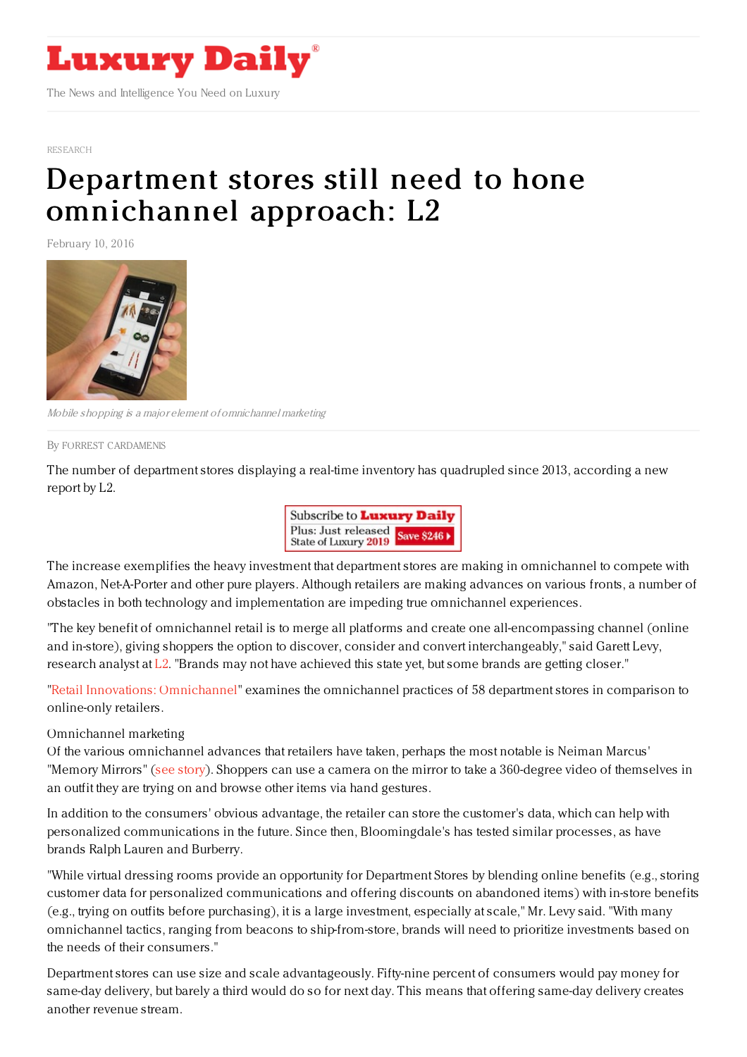# Luxury Daily

The News and Intelligence You Need on Luxury

RESEARCH

# Department stores still need to hone omnichannel approach: L2

February 10, 2016

*Mobile shopping is a major element of omnichannel marketing*

By FORREST CARDAMENIS

The number of department stores displaying a real-time inventory has quadrupled since 2013, according a new report by L2.

The increase exemplifies the heavy investment that department stores are making in omnichannel to compete with Amazon, Net-A-Porter and other pure players. Although retailers are making advances on various fronts, a number of obstacles in both technology and implementation are impeding true omnichannel experiences.

"The key benefit of omnichannel retail is to merge all platforms and create one all-encompassing channel (online and in-store), giving shoppers the option to discover, consider and convert interchangeably," said Garett Levy, research analyst at L2. "Brands may not have achieved this state yet, but some brands are getting closer."

"Retail Innovations: Omnichannel" examines the omnichannel practices of 58 department stores in comparison to online-only retailers.

## Omnichannel marketing

Of the various omnichannel advances that retailers have taken, perhaps the most notable is Neiman Marcus' "Memory Mirrors" (see story). Shoppers can use a camera on the mirror to take a 360-degree video of themselves in an outfit they are trying on and browse other items via hand gestures.

In addition to the consumers' obvious advantage, the retailer can store the customer's data, which can help with personalized communications in the future. Since then, Bloomingdale's has tested similar processes, as have brands Ralph Lauren and Burberry.

"While virtual dressing rooms provide an opportunity for Department Stores by blending online benefits (e.g., storing customer data for personalized communications and offering discounts on abandoned items) with in-store benefits (e.g., trying on outfits before purchasing), it is a large investment, especially at scale," Mr. Levy said. "With many omnichannel tactics, ranging from beacons to ship-from-store, brands will need to prioritize investments based on the needs of their consumers."

Department stores can use size and scale advantageously. Fifty-nine percent of consumers would pay money for same-day delivery, but barely a third would do so for next day. This means that offering same-day delivery creates another revenue stream.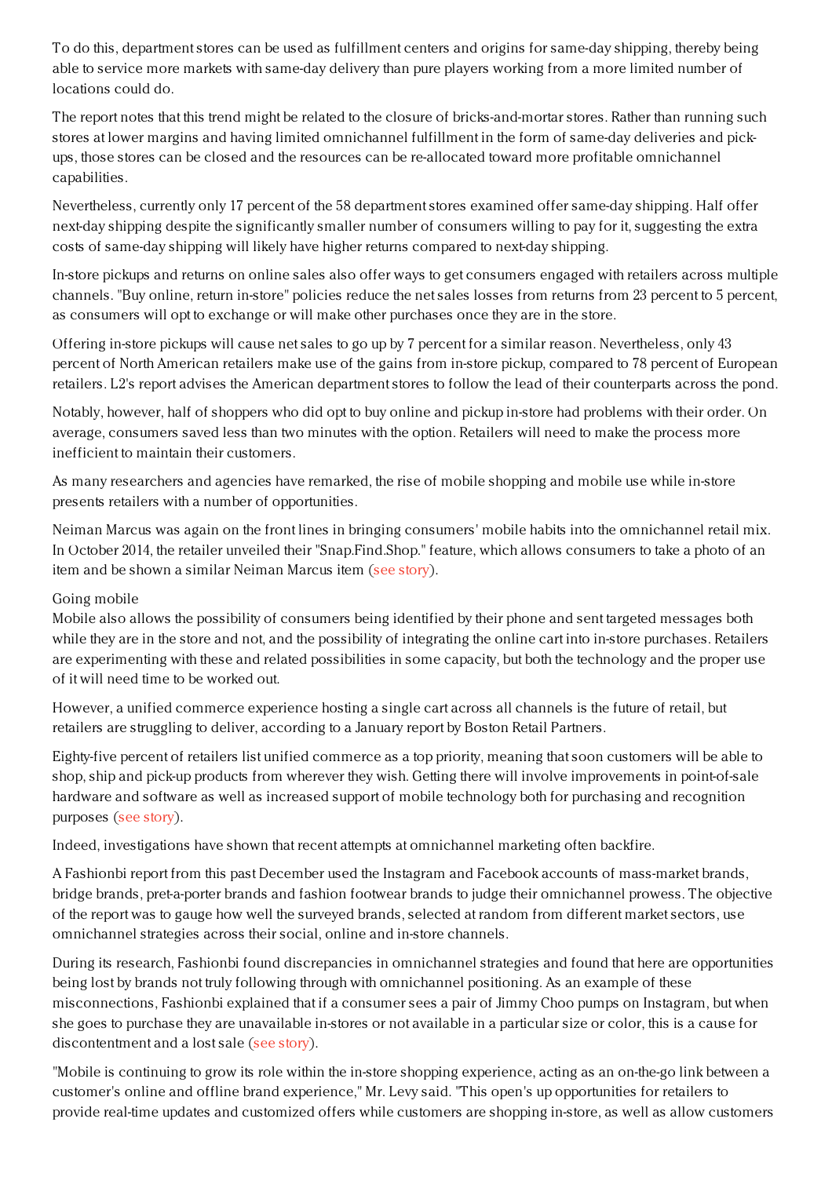To do this, department stores can be used as fulfillment centers and origins for same-day shipping, thereby being able to service more markets with same-day delivery than pure players working from a more limited number of locations could do.

The report notes that this trend might be related to the closure of bricks-and-mortar stores. Rather than running such stores at lower margins and having limited omnichannel fulfillment in the form of same-day deliveries and pick-ups, those stores can be closed and the resources can be re-allocated toward more profitable omnichannel capabilities.

Nevertheless, currently only 17 percent of the 58 department stores examined offer same-day shipping. Half offer next-day shipping despite the significantly smaller number of consumers willing to pay for it, suggesting the extra costs of same-day shipping will likely have higher returns compared to next-day shipping.

In-store pickups and returns on online sales also offer ways to get consumers engaged with retailers across multiple channels. "Buy online, return in-store" policies reduce the net sales losses from returns from 23 percent to 5 percent, as consumers will opt to exchange or will make other purchases once they are in the store.

Offering in-store pickups will cause net sales to go up by 7 percent for a similar reason. Nevertheless, only 43 percent of North American retailers make use of the gains from in-store pickup, compared to 78 percent of European retailers. L2's report advises the American department stores to follow the lead of their counterparts across the pond.

Notably, however, half of shoppers who did opt to buy online and pickup in-store had problems with their order. On average, consumers saved less than two minutes with the option. Retailers will need to make the process more inefficient to maintain their customers.

As many researchers and agencies have remarked, the rise of mobile shopping and mobile use while in-store presents retailers with a number of opportunities.

Neiman Marcus was again on the front lines in bringing consumers' mobile habits into the omnichannel retail mix. In October 2014, the retailer unveiled their "Snap.Find.Shop." feature, which allows consumers to take a photo of an item and be shown a similar Neiman Marcus item (see story).

Going mobile

Mobile also allows the possibility of consumers being identified by their phone and sent targeted messages both while they are in the store and not, and the possibility of integrating the online cart into in-store purchases. Retailers are experimenting with these and related possibilities in some capacity, but both the technology and the proper use of it will need time to be worked out.

However, a unified commerce experience hosting a single cart across all channels is the future of retail, but retailers are struggling to deliver, according to a January report by Boston Retail Partners.

Eighty-five percent of retailers list unified commerce as a top priority, meaning that soon customers will be able to shop, ship and pick-up products from wherever they wish. Getting there will involve improvements in point-of-sale hardware and software as well as increased support of mobile technology both for purchasing and recognition purposes (see story).

Indeed, investigations have shown that recent attempts at omnichannel marketing often backfire.

A Fashionbi report from this past December used the Instagram and Facebook accounts of mass-market brands, bridge brands, pret-a-porter brands and fashion footwear brands to judge their omnichannel prowess. The objective of the report was to gauge how well the surveyed brands, selected at random from different market sectors, use omnichannel strategies across their social, online and in-store channels.

During its research, Fashionbi found discrepancies in omnichannel strategies and found that here are opportunities being lost by brands not truly following through with omnichannel positioning. As an example of these misconnections, Fashionbi explained that if a consumer sees a pair of Jimmy Choo pumps on Instagram, but when she goes to purchase they are unavailable in-stores or not available in a particular size or color, this is a cause for discontentment and a lost sale (see story).

"Mobile is continuing to grow its role within the in-store shopping experience, acting as an on-the-go link between a customer's online and offline brand experience," Mr. Levy said. "This open's up opportunities for retailers to provide real-time updates and customized offers while customers are shopping in-store, as well as allow customers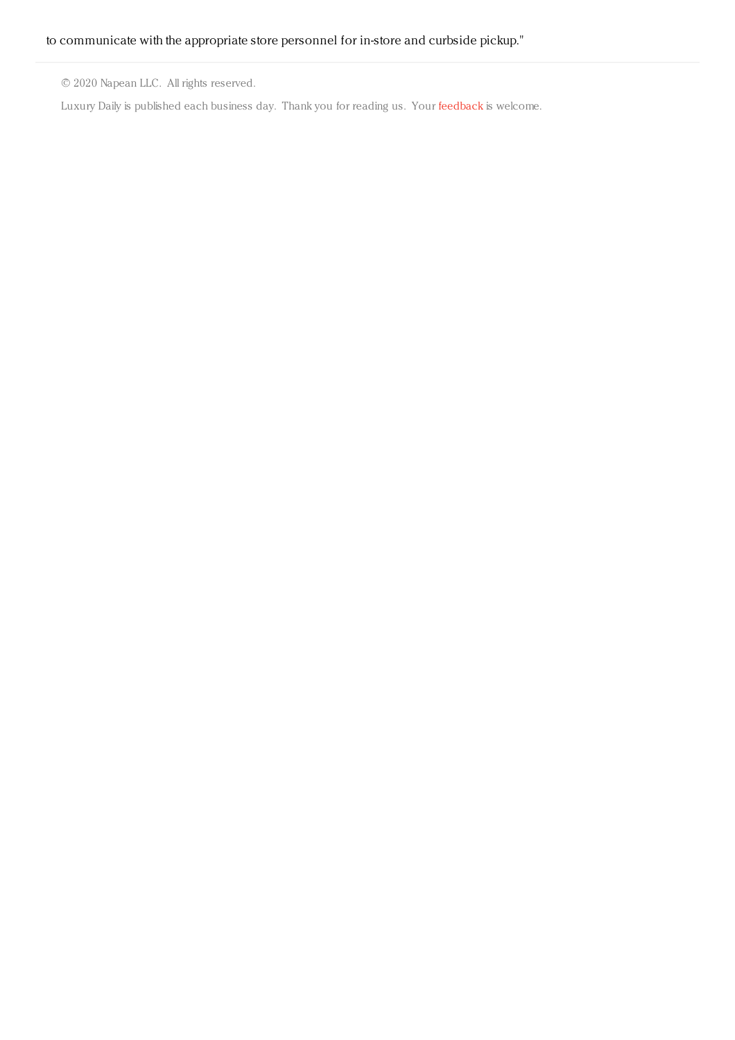to communicate with the appropriate store personnel for in-store and curbside pickup."

© 2020 Napean LLC. All rights reserved.

Luxury Daily is published each business day. Thank you for reading us. Your feedback is welcome.